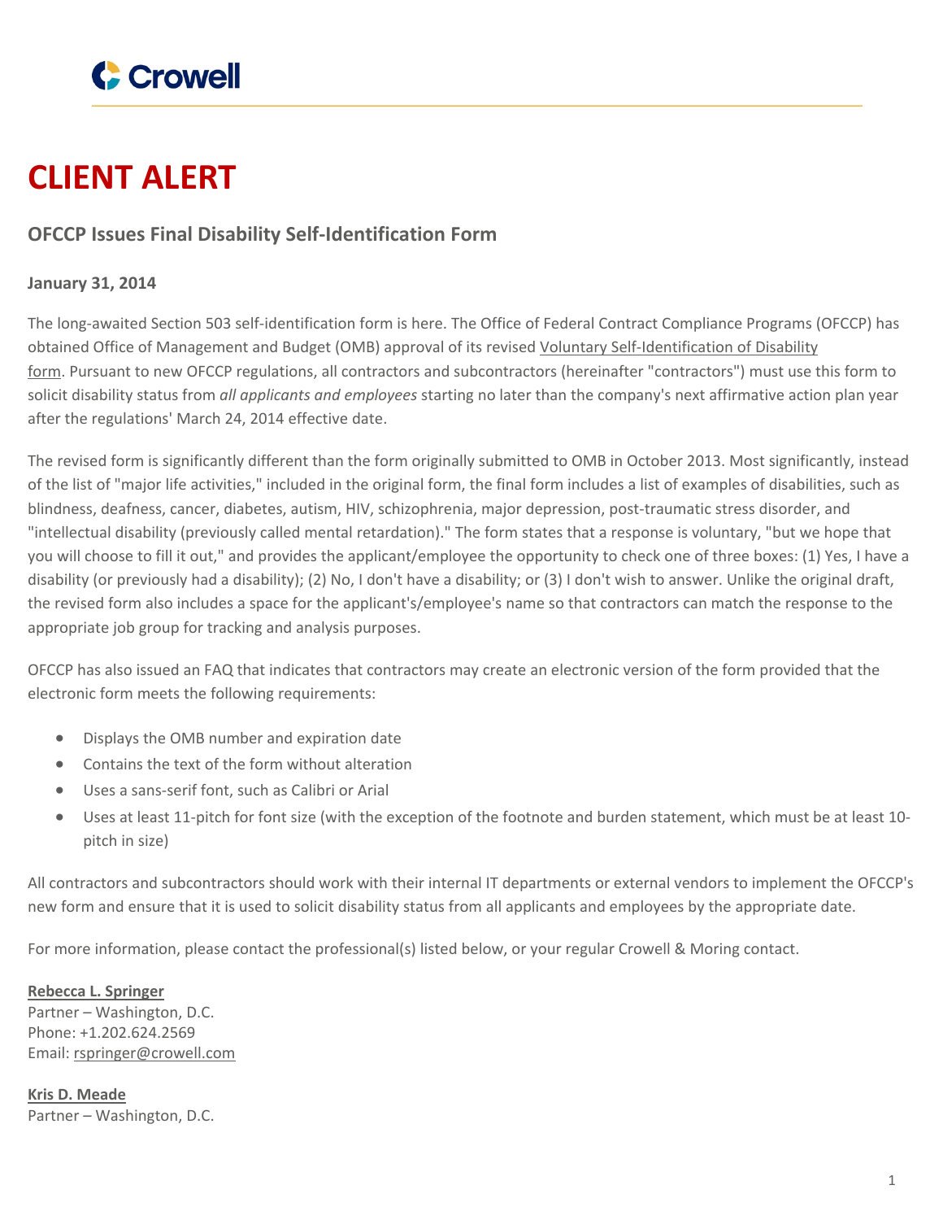# CLIENT ALERT

## OFCCP Issues Final Disability Self-Identification Form

**January 31, 2014**

The long-awaited Section 503 self-identification form is here. The Office of Federal Contract Compliance Programs (OFCCP) has obtained Office of Management and Budget (OMB) approval of its revised Voluntary Self-Identification of Disability form. Pursuant to new OFCCP regulations, all contractors and subcontractors (hereinafter "contractors") must use this form to solicit disability status from *all applicants and employees* starting no later than the company's next affirmative action plan year after the regulations' March 24, 2014 effective date.

The revised form is significantly different than the form originally submitted to OMB in October 2013. Most significantly, instead of the list of "major life activities," included in the original form, the final form includes a list of examples of disabilities, such as blindness, deafness, cancer, diabetes, autism, HIV, schizophrenia, major depression, post-traumatic stress disorder, and "intellectual disability (previously called mental retardation)." The form states that a response is voluntary, "but we hope that you will choose to fill it out," and provides the applicant/employee the opportunity to check one of three boxes: (1) Yes, I have a disability (or previously had a disability); (2) No, I don't have a disability; or (3) I don't wish to answer. Unlike the original draft, the revised form also includes a space for the applicant's/employee's name so that contractors can match the response to the appropriate job group for tracking and analysis purposes.

OFCCP has also issued an FAQ that indicates that contractors may create an electronic version of the form provided that the electronic form meets the following requirements:

- Displays the OMB number and expiration date
- Contains the text of the form without alteration
- Uses a sans-serif font, such as Calibri or Arial
- Uses at least 11-pitch for font size (with the exception of the footnote and burden statement, which must be at least 10-pitch in size)

All contractors and subcontractors should work with their internal IT departments or external vendors to implement the OFCCP's new form and ensure that it is used to solicit disability status from all applicants and employees by the appropriate date.

For more information, please contact the professional(s) listed below, or your regular Crowell & Moring contact.

**Rebecca L. Springer**
Partner – Washington, D.C.
Phone: +1.202.624.2569
Email: rspringer@crowell.com

**Kris D. Meade**
Partner – Washington, D.C.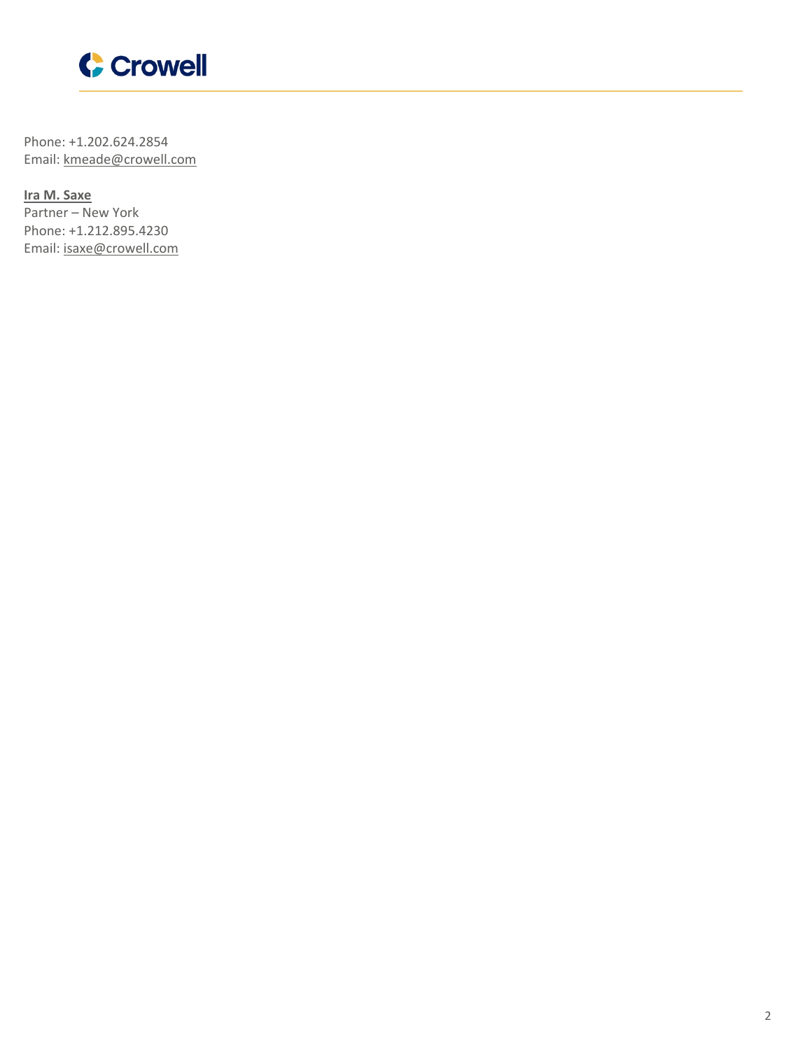Phone: +1.202.624.2854
Email: kmeade@crowell.com

**Ira M. Saxe**
Partner – New York
Phone: +1.212.895.4230
Email: isaxe@crowell.com